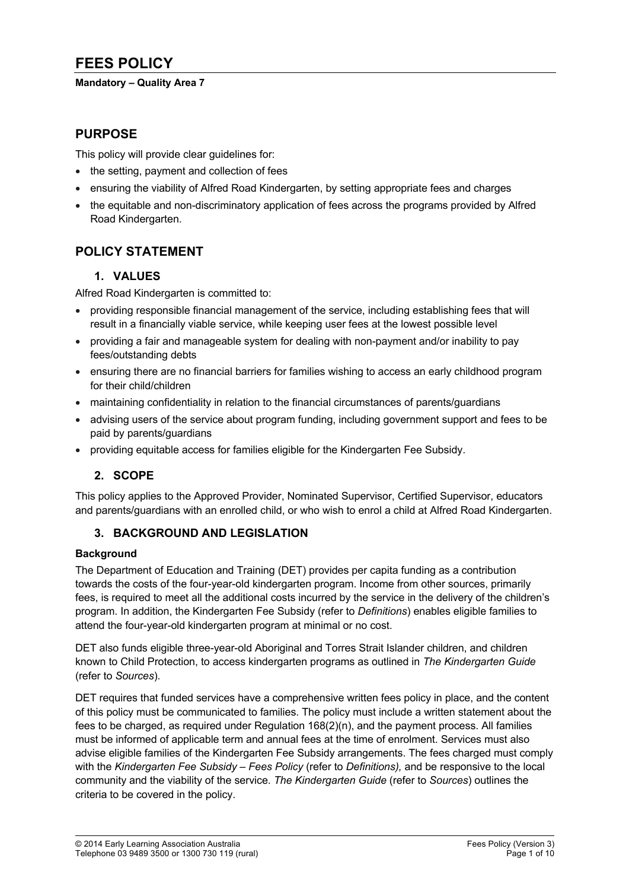# FEES POLICY

**Mandatory – Quality Area 7**

## PURPOSE

This policy will provide clear guidelines for:

- the setting, payment and collection of fees
- ensuring the viability of Alfred Road Kindergarten, by setting appropriate fees and charges
- the equitable and non-discriminatory application of fees across the programs provided by Alfred Road Kindergarten.

## POLICY STATEMENT

### 1. VALUES

Alfred Road Kindergarten is committed to:

- providing responsible financial management of the service, including establishing fees that will result in a financially viable service, while keeping user fees at the lowest possible level
- providing a fair and manageable system for dealing with non-payment and/or inability to pay fees/outstanding debts
- ensuring there are no financial barriers for families wishing to access an early childhood program for their child/children
- maintaining confidentiality in relation to the financial circumstances of parents/guardians
- advising users of the service about program funding, including government support and fees to be paid by parents/guardians
- providing equitable access for families eligible for the Kindergarten Fee Subsidy.

### 2. SCOPE

This policy applies to the Approved Provider, Nominated Supervisor, Certified Supervisor, educators and parents/guardians with an enrolled child, or who wish to enrol a child at Alfred Road Kindergarten.

### 3. BACKGROUND AND LEGISLATION

**Background**

The Department of Education and Training (DET) provides per capita funding as a contribution towards the costs of the four-year-old kindergarten program. Income from other sources, primarily fees, is required to meet all the additional costs incurred by the service in the delivery of the children's program. In addition, the Kindergarten Fee Subsidy (refer to *Definitions*) enables eligible families to attend the four-year-old kindergarten program at minimal or no cost.

DET also funds eligible three-year-old Aboriginal and Torres Strait Islander children, and children known to Child Protection, to access kindergarten programs as outlined in *The Kindergarten Guide* (refer to *Sources*).

DET requires that funded services have a comprehensive written fees policy in place, and the content of this policy must be communicated to families. The policy must include a written statement about the fees to be charged, as required under Regulation 168(2)(n), and the payment process. All families must be informed of applicable term and annual fees at the time of enrolment. Services must also advise eligible families of the Kindergarten Fee Subsidy arrangements. The fees charged must comply with the *Kindergarten Fee Subsidy – Fees Policy* (refer to *Definitions),* and be responsive to the local community and the viability of the service. *The Kindergarten Guide* (refer to *Sources*) outlines the criteria to be covered in the policy.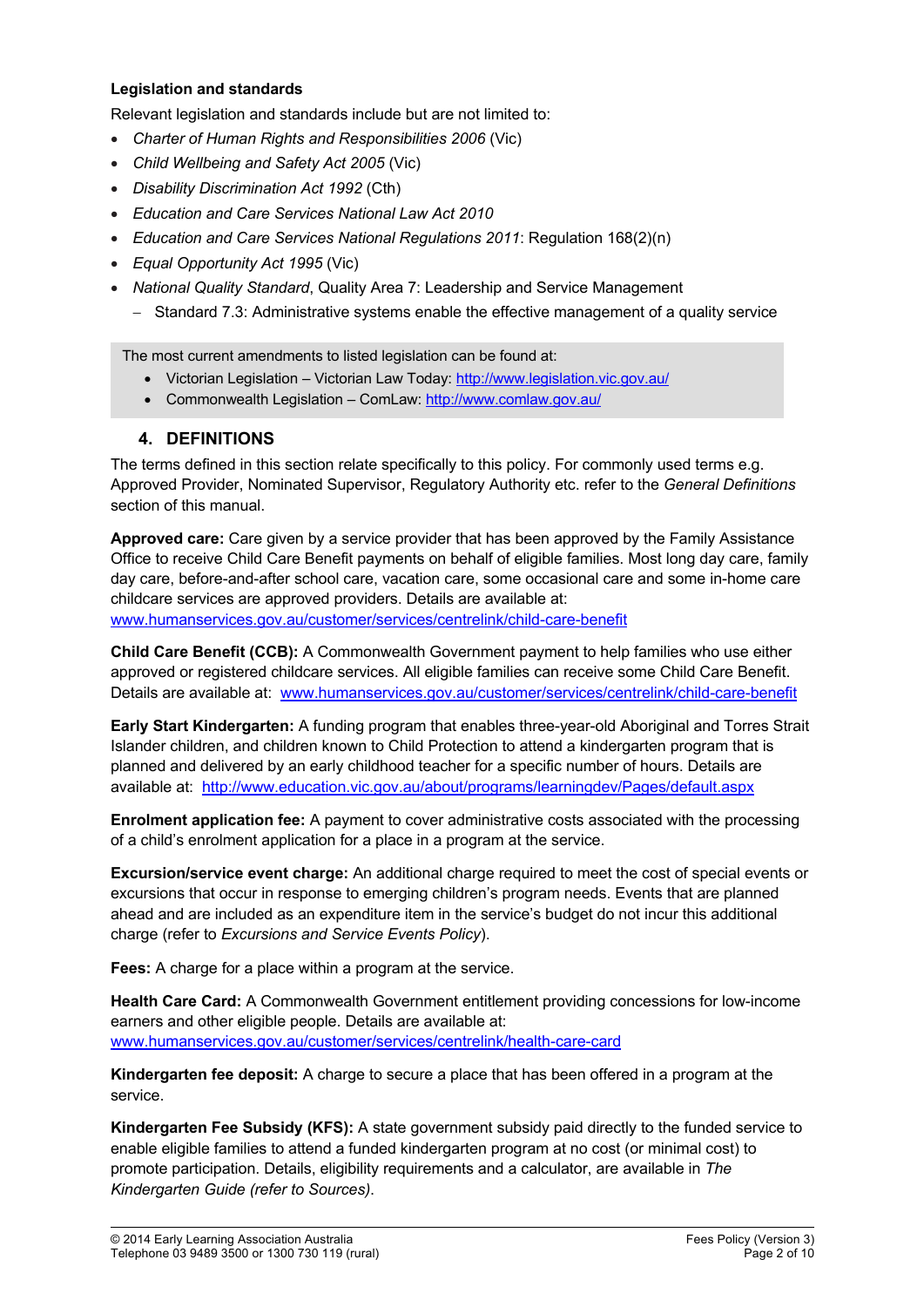**Legislation and standards**

Relevant legislation and standards include but are not limited to:

- *Charter of Human Rights and Responsibilities 2006* (Vic)
- *Child Wellbeing and Safety Act 2005* (Vic)
- *Disability Discrimination Act 1992* (Cth)
- *Education and Care Services National Law Act 2010*
- *Education and Care Services National Regulations 2011*: Regulation 168(2)(n)
- *Equal Opportunity Act 1995* (Vic)
- *National Quality Standard*, Quality Area 7: Leadership and Service Management
  - Standard 7.3: Administrative systems enable the effective management of a quality service

> The most current amendments to listed legislation can be found at:
> - Victorian Legislation – Victorian Law Today: http://www.legislation.vic.gov.au/
> - Commonwealth Legislation – ComLaw: http://www.comlaw.gov.au/

## 4. DEFINITIONS

The terms defined in this section relate specifically to this policy. For commonly used terms e.g. Approved Provider, Nominated Supervisor, Regulatory Authority etc. refer to the *General Definitions* section of this manual.

**Approved care:** Care given by a service provider that has been approved by the Family Assistance Office to receive Child Care Benefit payments on behalf of eligible families. Most long day care, family day care, before-and-after school care, vacation care, some occasional care and some in-home care childcare services are approved providers. Details are available at: www.humanservices.gov.au/customer/services/centrelink/child-care-benefit

**Child Care Benefit (CCB):** A Commonwealth Government payment to help families who use either approved or registered childcare services. All eligible families can receive some Child Care Benefit. Details are available at: www.humanservices.gov.au/customer/services/centrelink/child-care-benefit

**Early Start Kindergarten:** A funding program that enables three-year-old Aboriginal and Torres Strait Islander children, and children known to Child Protection to attend a kindergarten program that is planned and delivered by an early childhood teacher for a specific number of hours. Details are available at: http://www.education.vic.gov.au/about/programs/learningdev/Pages/default.aspx

**Enrolment application fee:** A payment to cover administrative costs associated with the processing of a child's enrolment application for a place in a program at the service.

**Excursion/service event charge:** An additional charge required to meet the cost of special events or excursions that occur in response to emerging children's program needs. Events that are planned ahead and are included as an expenditure item in the service's budget do not incur this additional charge (refer to *Excursions and Service Events Policy*).

**Fees:** A charge for a place within a program at the service.

**Health Care Card:** A Commonwealth Government entitlement providing concessions for low-income earners and other eligible people. Details are available at: www.humanservices.gov.au/customer/services/centrelink/health-care-card

**Kindergarten fee deposit:** A charge to secure a place that has been offered in a program at the service.

**Kindergarten Fee Subsidy (KFS):** A state government subsidy paid directly to the funded service to enable eligible families to attend a funded kindergarten program at no cost (or minimal cost) to promote participation. Details, eligibility requirements and a calculator, are available in *The Kindergarten Guide (refer to Sources)*.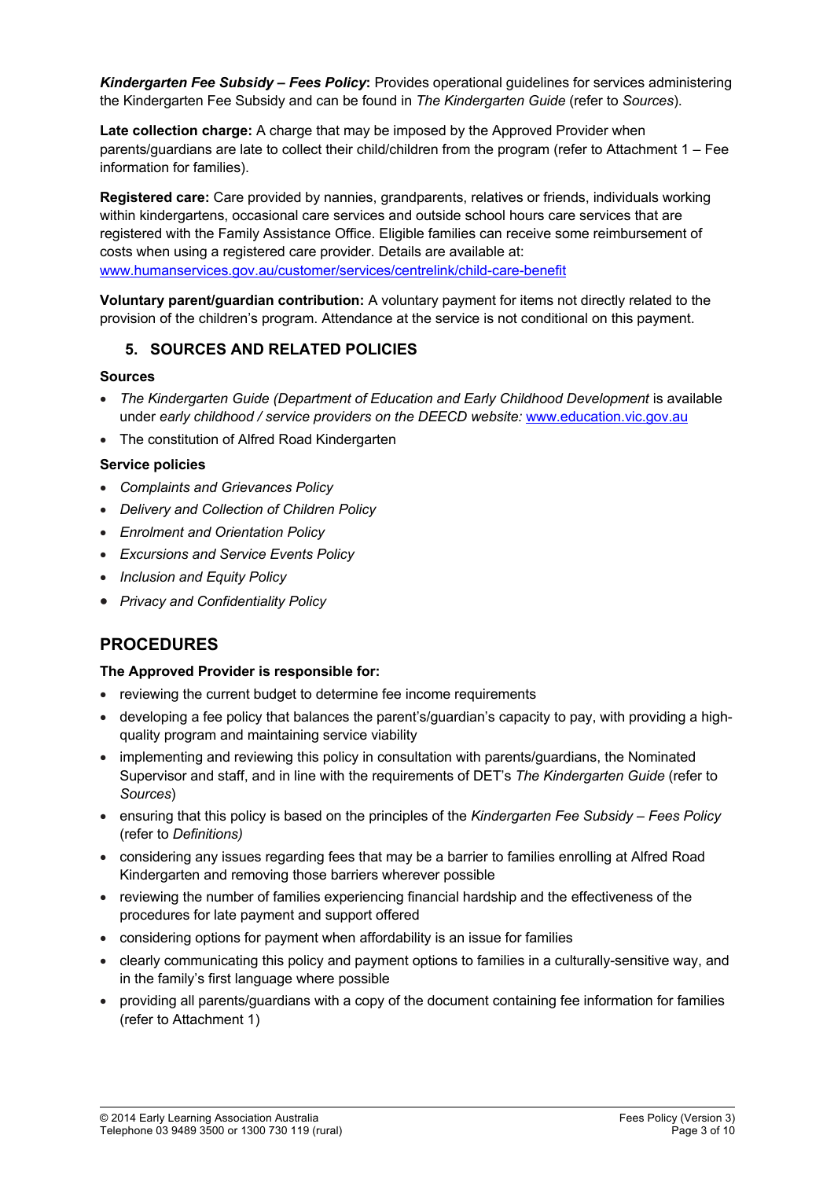***Kindergarten Fee Subsidy – Fees Policy*:** Provides operational guidelines for services administering the Kindergarten Fee Subsidy and can be found in *The Kindergarten Guide* (refer to *Sources*).

**Late collection charge:** A charge that may be imposed by the Approved Provider when parents/guardians are late to collect their child/children from the program (refer to Attachment 1 – Fee information for families).

**Registered care:** Care provided by nannies, grandparents, relatives or friends, individuals working within kindergartens, occasional care services and outside school hours care services that are registered with the Family Assistance Office. Eligible families can receive some reimbursement of costs when using a registered care provider. Details are available at: [www.humanservices.gov.au/customer/services/centrelink/child-care-benefit](www.humanservices.gov.au/customer/services/centrelink/child-care-benefit)

**Voluntary parent/guardian contribution:** A voluntary payment for items not directly related to the provision of the children's program. Attendance at the service is not conditional on this payment.

## 5. SOURCES AND RELATED POLICIES

### Sources

- *The Kindergarten Guide (Department of Education and Early Childhood Development* is available under *early childhood / service providers on the DEECD website:* [www.education.vic.gov.au](www.education.vic.gov.au)
- The constitution of Alfred Road Kindergarten

### Service policies

- *Complaints and Grievances Policy*
- *Delivery and Collection of Children Policy*
- *Enrolment and Orientation Policy*
- *Excursions and Service Events Policy*
- *Inclusion and Equity Policy*
- *Privacy and Confidentiality Policy*

# PROCEDURES

**The Approved Provider is responsible for:**

- reviewing the current budget to determine fee income requirements
- developing a fee policy that balances the parent's/guardian's capacity to pay, with providing a high-quality program and maintaining service viability
- implementing and reviewing this policy in consultation with parents/guardians, the Nominated Supervisor and staff, and in line with the requirements of DET's *The Kindergarten Guide* (refer to *Sources*)
- ensuring that this policy is based on the principles of the *Kindergarten Fee Subsidy – Fees Policy* (refer to *Definitions)*
- considering any issues regarding fees that may be a barrier to families enrolling at Alfred Road Kindergarten and removing those barriers wherever possible
- reviewing the number of families experiencing financial hardship and the effectiveness of the procedures for late payment and support offered
- considering options for payment when affordability is an issue for families
- clearly communicating this policy and payment options to families in a culturally-sensitive way, and in the family's first language where possible
- providing all parents/guardians with a copy of the document containing fee information for families (refer to Attachment 1)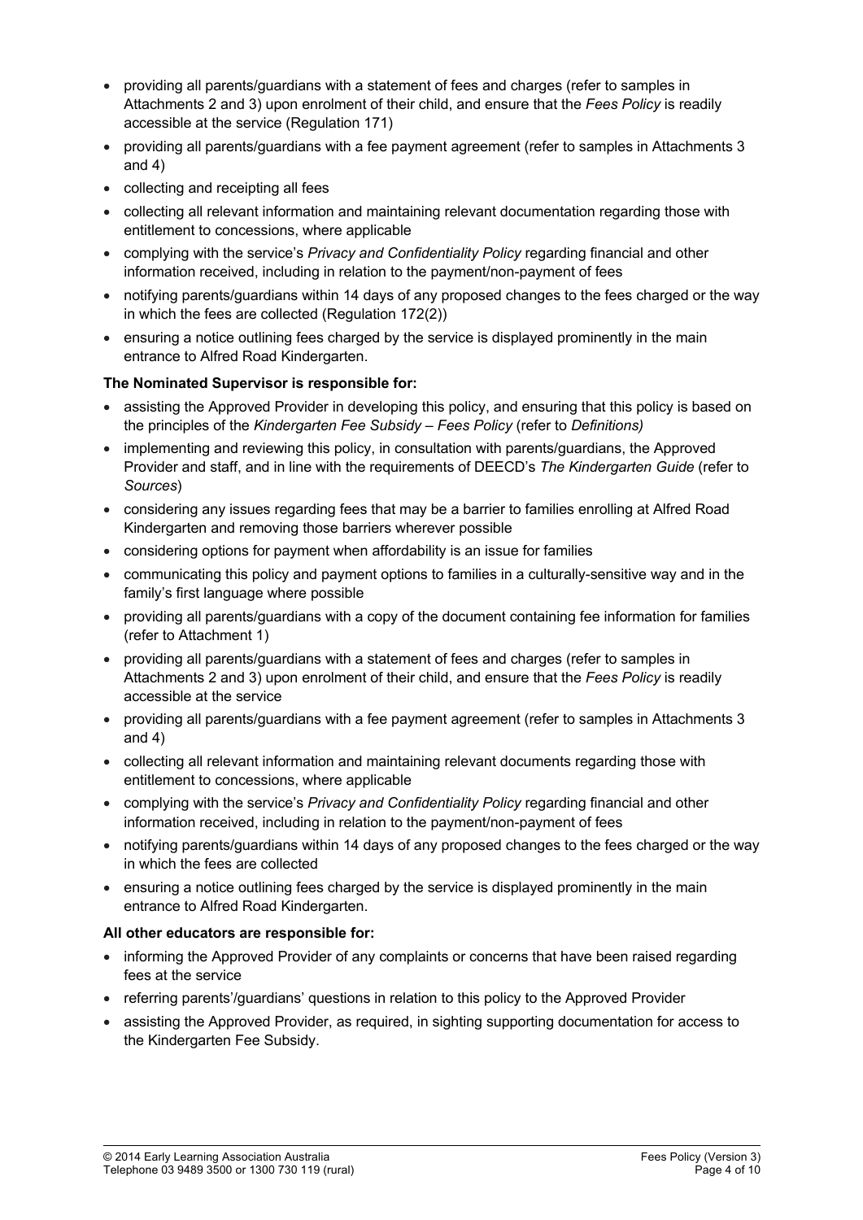- providing all parents/guardians with a statement of fees and charges (refer to samples in Attachments 2 and 3) upon enrolment of their child, and ensure that the *Fees Policy* is readily accessible at the service (Regulation 171)
- providing all parents/guardians with a fee payment agreement (refer to samples in Attachments 3 and 4)
- collecting and receipting all fees
- collecting all relevant information and maintaining relevant documentation regarding those with entitlement to concessions, where applicable
- complying with the service's *Privacy and Confidentiality Policy* regarding financial and other information received, including in relation to the payment/non-payment of fees
- notifying parents/guardians within 14 days of any proposed changes to the fees charged or the way in which the fees are collected (Regulation 172(2))
- ensuring a notice outlining fees charged by the service is displayed prominently in the main entrance to Alfred Road Kindergarten.

**The Nominated Supervisor is responsible for:**

- assisting the Approved Provider in developing this policy, and ensuring that this policy is based on the principles of the *Kindergarten Fee Subsidy – Fees Policy* (refer to *Definitions)*
- implementing and reviewing this policy, in consultation with parents/guardians, the Approved Provider and staff, and in line with the requirements of DEECD's *The Kindergarten Guide* (refer to *Sources*)
- considering any issues regarding fees that may be a barrier to families enrolling at Alfred Road Kindergarten and removing those barriers wherever possible
- considering options for payment when affordability is an issue for families
- communicating this policy and payment options to families in a culturally-sensitive way and in the family's first language where possible
- providing all parents/guardians with a copy of the document containing fee information for families (refer to Attachment 1)
- providing all parents/guardians with a statement of fees and charges (refer to samples in Attachments 2 and 3) upon enrolment of their child, and ensure that the *Fees Policy* is readily accessible at the service
- providing all parents/guardians with a fee payment agreement (refer to samples in Attachments 3 and 4)
- collecting all relevant information and maintaining relevant documents regarding those with entitlement to concessions, where applicable
- complying with the service's *Privacy and Confidentiality Policy* regarding financial and other information received, including in relation to the payment/non-payment of fees
- notifying parents/guardians within 14 days of any proposed changes to the fees charged or the way in which the fees are collected
- ensuring a notice outlining fees charged by the service is displayed prominently in the main entrance to Alfred Road Kindergarten.

**All other educators are responsible for:**

- informing the Approved Provider of any complaints or concerns that have been raised regarding fees at the service
- referring parents'/guardians' questions in relation to this policy to the Approved Provider
- assisting the Approved Provider, as required, in sighting supporting documentation for access to the Kindergarten Fee Subsidy.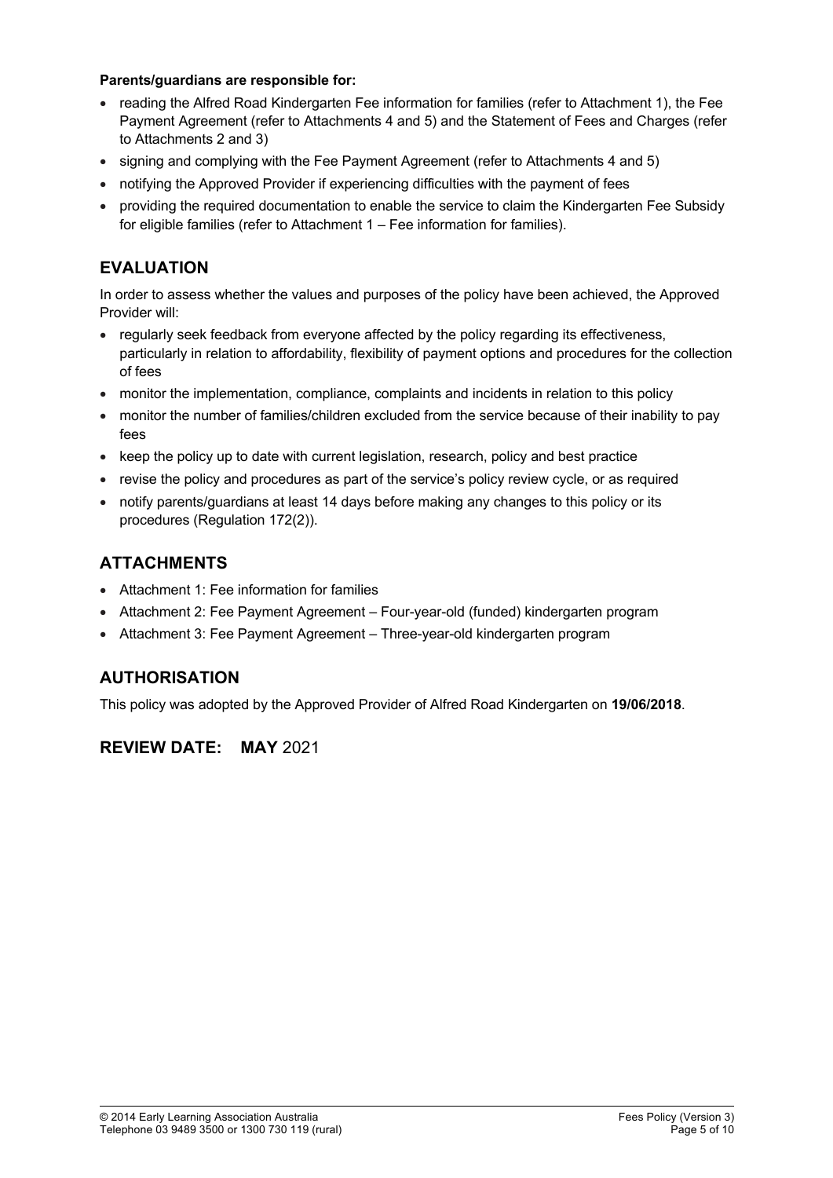**Parents/guardians are responsible for:**

- reading the Alfred Road Kindergarten Fee information for families (refer to Attachment 1), the Fee Payment Agreement (refer to Attachments 4 and 5) and the Statement of Fees and Charges (refer to Attachments 2 and 3)
- signing and complying with the Fee Payment Agreement (refer to Attachments 4 and 5)
- notifying the Approved Provider if experiencing difficulties with the payment of fees
- providing the required documentation to enable the service to claim the Kindergarten Fee Subsidy for eligible families (refer to Attachment 1 – Fee information for families).

## EVALUATION

In order to assess whether the values and purposes of the policy have been achieved, the Approved Provider will:

- regularly seek feedback from everyone affected by the policy regarding its effectiveness, particularly in relation to affordability, flexibility of payment options and procedures for the collection of fees
- monitor the implementation, compliance, complaints and incidents in relation to this policy
- monitor the number of families/children excluded from the service because of their inability to pay fees
- keep the policy up to date with current legislation, research, policy and best practice
- revise the policy and procedures as part of the service's policy review cycle, or as required
- notify parents/guardians at least 14 days before making any changes to this policy or its procedures (Regulation 172(2)).

## ATTACHMENTS

- Attachment 1: Fee information for families
- Attachment 2: Fee Payment Agreement – Four-year-old (funded) kindergarten program
- Attachment 3: Fee Payment Agreement – Three-year-old kindergarten program

## AUTHORISATION

This policy was adopted by the Approved Provider of Alfred Road Kindergarten on **19/06/2018**.

## REVIEW DATE: **MAY** 2021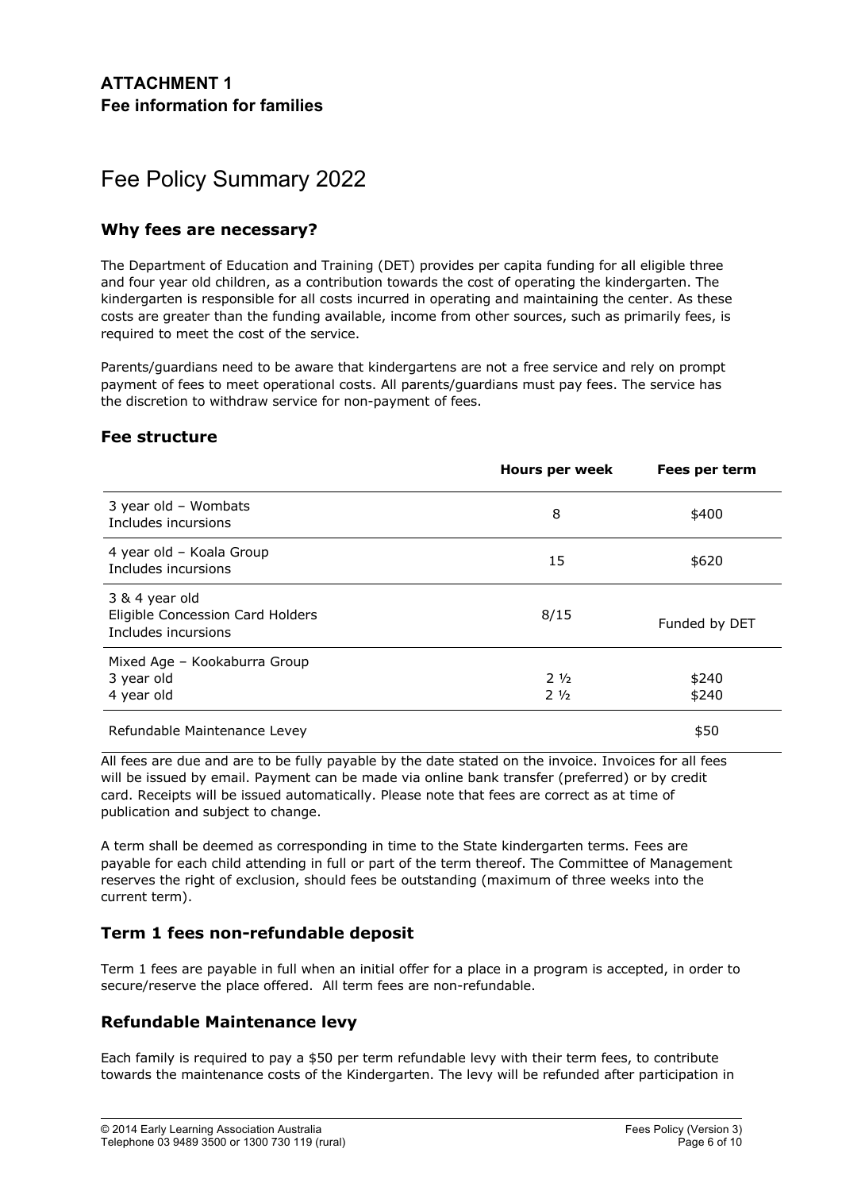## ATTACHMENT 1
### Fee information for families

# Fee Policy Summary 2022

## Why fees are necessary?

The Department of Education and Training (DET) provides per capita funding for all eligible three and four year old children, as a contribution towards the cost of operating the kindergarten. The kindergarten is responsible for all costs incurred in operating and maintaining the center. As these costs are greater than the funding available, income from other sources, such as primarily fees, is required to meet the cost of the service.

Parents/guardians need to be aware that kindergartens are not a free service and rely on prompt payment of fees to meet operational costs. All parents/guardians must pay fees. The service has the discretion to withdraw service for non-payment of fees.

## Fee structure

| | Hours per week | Fees per term |
|---|---|---|
| 3 year old – Wombats<br>Includes incursions | 8 | $400 |
| 4 year old – Koala Group<br>Includes incursions | 15 | $620 |
| 3 & 4 year old<br>Eligible Concession Card Holders<br>Includes incursions | 8/15 | Funded by DET |
| Mixed Age – Kookaburra Group<br>3 year old<br>4 year old | <br>2 ½<br>2 ½ | <br>$240<br>$240 |
| Refundable Maintenance Levey | | $50 |

All fees are due and are to be fully payable by the date stated on the invoice. Invoices for all fees will be issued by email. Payment can be made via online bank transfer (preferred) or by credit card. Receipts will be issued automatically. Please note that fees are correct as at time of publication and subject to change.

A term shall be deemed as corresponding in time to the State kindergarten terms. Fees are payable for each child attending in full or part of the term thereof. The Committee of Management reserves the right of exclusion, should fees be outstanding (maximum of three weeks into the current term).

## Term 1 fees non-refundable deposit

Term 1 fees are payable in full when an initial offer for a place in a program is accepted, in order to secure/reserve the place offered. All term fees are non-refundable.

## Refundable Maintenance levy

Each family is required to pay a $50 per term refundable levy with their term fees, to contribute towards the maintenance costs of the Kindergarten. The levy will be refunded after participation in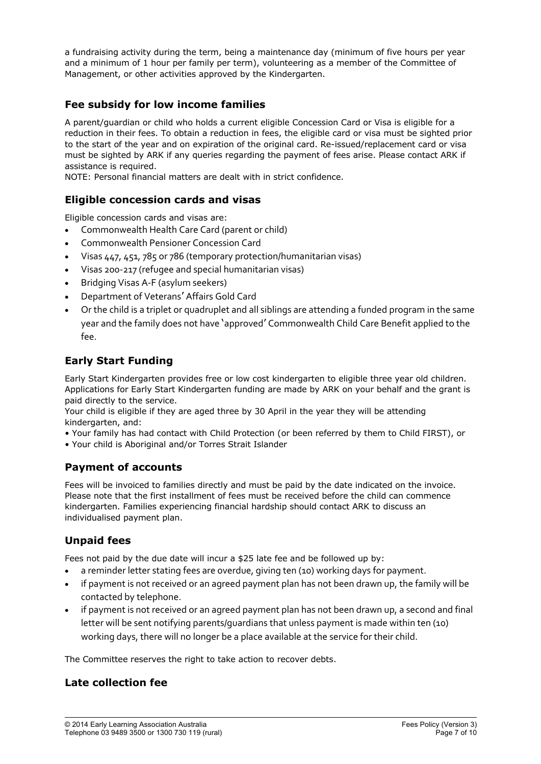a fundraising activity during the term, being a maintenance day (minimum of five hours per year and a minimum of 1 hour per family per term), volunteering as a member of the Committee of Management, or other activities approved by the Kindergarten.

## Fee subsidy for low income families

A parent/guardian or child who holds a current eligible Concession Card or Visa is eligible for a reduction in their fees. To obtain a reduction in fees, the eligible card or visa must be sighted prior to the start of the year and on expiration of the original card. Re-issued/replacement card or visa must be sighted by ARK if any queries regarding the payment of fees arise. Please contact ARK if assistance is required.

NOTE: Personal financial matters are dealt with in strict confidence.

## Eligible concession cards and visas

Eligible concession cards and visas are:

- Commonwealth Health Care Card (parent or child)
- Commonwealth Pensioner Concession Card
- Visas 447, 451, 785 or 786 (temporary protection/humanitarian visas)
- Visas 200-217 (refugee and special humanitarian visas)
- Bridging Visas A-F (asylum seekers)
- Department of Veterans' Affairs Gold Card
- Or the child is a triplet or quadruplet and all siblings are attending a funded program in the same year and the family does not have 'approved' Commonwealth Child Care Benefit applied to the fee.

## Early Start Funding

Early Start Kindergarten provides free or low cost kindergarten to eligible three year old children. Applications for Early Start Kindergarten funding are made by ARK on your behalf and the grant is paid directly to the service.

Your child is eligible if they are aged three by 30 April in the year they will be attending kindergarten, and:

- Your family has had contact with Child Protection (or been referred by them to Child FIRST), or
- Your child is Aboriginal and/or Torres Strait Islander

## Payment of accounts

Fees will be invoiced to families directly and must be paid by the date indicated on the invoice. Please note that the first installment of fees must be received before the child can commence kindergarten. Families experiencing financial hardship should contact ARK to discuss an individualised payment plan.

## Unpaid fees

Fees not paid by the due date will incur a $25 late fee and be followed up by:

- a reminder letter stating fees are overdue, giving ten (10) working days for payment.
- if payment is not received or an agreed payment plan has not been drawn up, the family will be contacted by telephone.
- if payment is not received or an agreed payment plan has not been drawn up, a second and final letter will be sent notifying parents/guardians that unless payment is made within ten (10) working days, there will no longer be a place available at the service for their child.

The Committee reserves the right to take action to recover debts.

## Late collection fee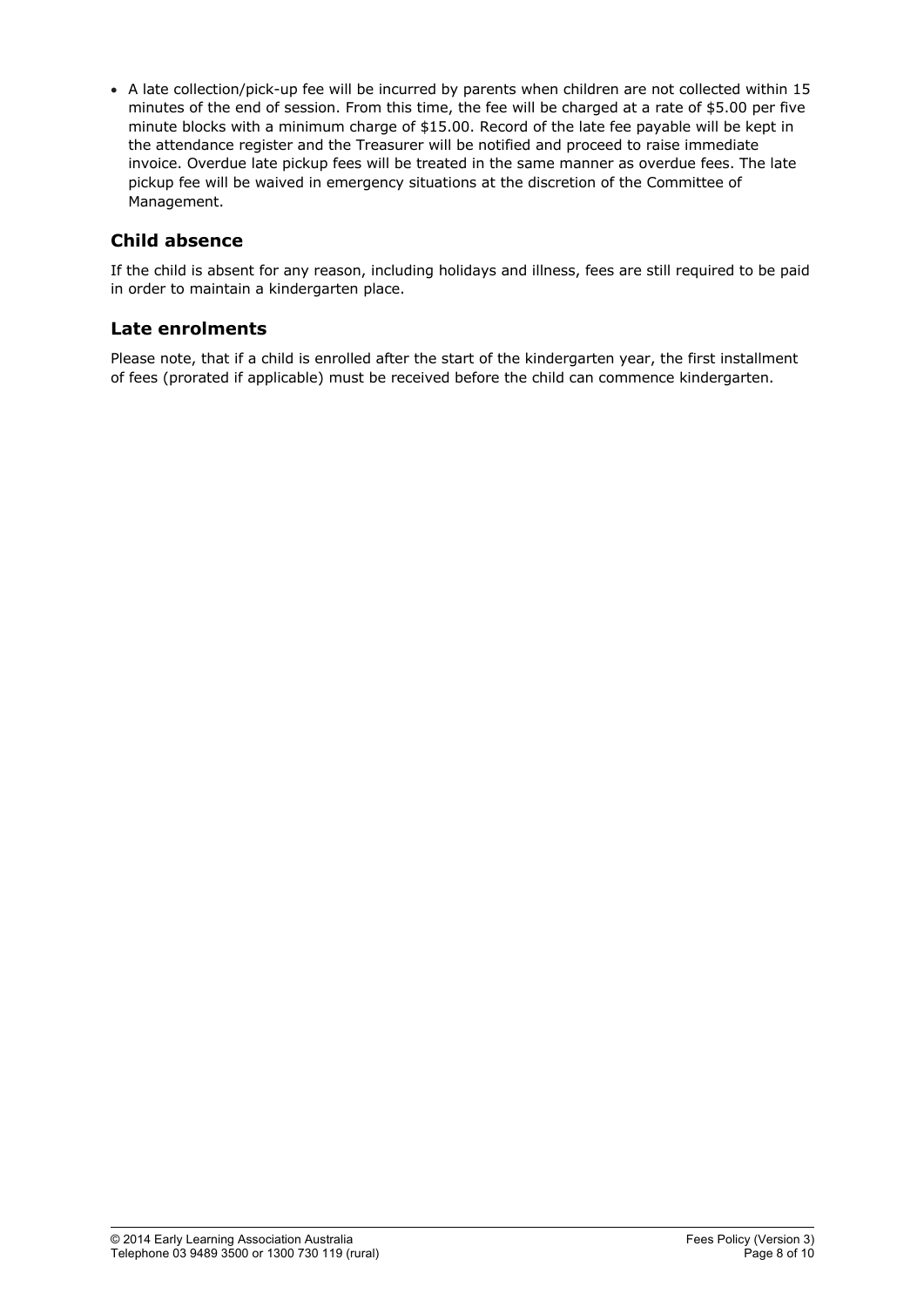- A late collection/pick-up fee will be incurred by parents when children are not collected within 15 minutes of the end of session. From this time, the fee will be charged at a rate of $5.00 per five minute blocks with a minimum charge of $15.00. Record of the late fee payable will be kept in the attendance register and the Treasurer will be notified and proceed to raise immediate invoice. Overdue late pickup fees will be treated in the same manner as overdue fees. The late pickup fee will be waived in emergency situations at the discretion of the Committee of Management.

## Child absence

If the child is absent for any reason, including holidays and illness, fees are still required to be paid in order to maintain a kindergarten place.

## Late enrolments

Please note, that if a child is enrolled after the start of the kindergarten year, the first installment of fees (prorated if applicable) must be received before the child can commence kindergarten.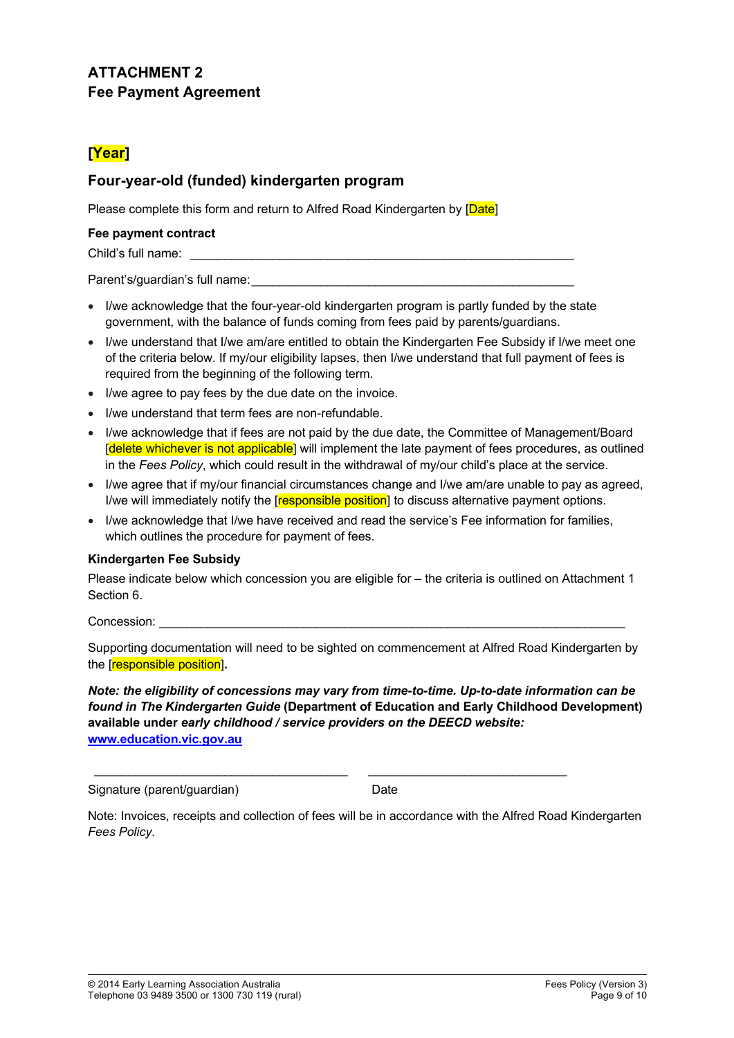## ATTACHMENT 2
## Fee Payment Agreement

### [Year]

### Four-year-old (funded) kindergarten program

Please complete this form and return to Alfred Road Kindergarten by [Date]

**Fee payment contract**

Child's full name: \_\_\_\_\_\_\_\_\_\_\_\_\_\_\_\_\_\_\_\_\_\_\_\_\_\_\_\_\_\_\_\_\_\_\_\_\_\_\_\_\_\_\_\_\_\_\_\_\_\_\_\_\_\_\_\_

Parent's/guardian's full name: \_\_\_\_\_\_\_\_\_\_\_\_\_\_\_\_\_\_\_\_\_\_\_\_\_\_\_\_\_\_\_\_\_\_\_\_\_\_\_\_\_\_\_\_\_\_\_\_

- I/we acknowledge that the four-year-old kindergarten program is partly funded by the state government, with the balance of funds coming from fees paid by parents/guardians.
- I/we understand that I/we am/are entitled to obtain the Kindergarten Fee Subsidy if I/we meet one of the criteria below. If my/our eligibility lapses, then I/we understand that full payment of fees is required from the beginning of the following term.
- I/we agree to pay fees by the due date on the invoice.
- I/we understand that term fees are non-refundable.
- I/we acknowledge that if fees are not paid by the due date, the Committee of Management/Board [delete whichever is not applicable] will implement the late payment of fees procedures, as outlined in the *Fees Policy*, which could result in the withdrawal of my/our child's place at the service.
- I/we agree that if my/our financial circumstances change and I/we am/are unable to pay as agreed, I/we will immediately notify the [responsible position] to discuss alternative payment options.
- I/we acknowledge that I/we have received and read the service's Fee information for families, which outlines the procedure for payment of fees.

**Kindergarten Fee Subsidy**

Please indicate below which concession you are eligible for – the criteria is outlined on Attachment 1 Section 6.

Concession: \_\_\_\_\_\_\_\_\_\_\_\_\_\_\_\_\_\_\_\_\_\_\_\_\_\_\_\_\_\_\_\_\_\_\_\_\_\_\_\_\_\_\_\_\_\_\_\_\_\_\_\_\_\_\_\_\_\_\_\_\_\_\_\_\_\_\_\_

Supporting documentation will need to be sighted on commencement at Alfred Road Kindergarten by the [responsible position]**.**

***Note: the eligibility of concessions may vary from time-to-time. Up-to-date information can be found in The Kindergarten Guide* (Department of Education and Early Childhood Development) available under *early childhood / service providers on the DEECD website:* [www.education.vic.gov.au](http://www.education.vic.gov.au)**

\_\_\_\_\_\_\_\_\_\_\_\_\_\_\_\_\_\_\_\_\_\_\_\_\_\_\_\_\_\_\_\_\_\_\_\_\_\_\_ \_\_\_\_\_\_\_\_\_\_\_\_\_\_\_\_\_\_\_\_\_\_\_\_\_\_\_\_\_\_\_

Signature (parent/guardian) Date

Note: Invoices, receipts and collection of fees will be in accordance with the Alfred Road Kindergarten *Fees Policy*.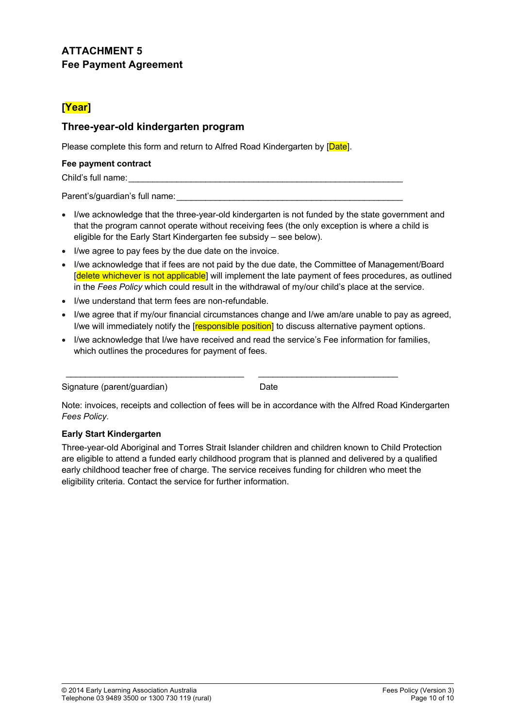## ATTACHMENT 5
## Fee Payment Agreement

### [Year]

### Three-year-old kindergarten program

Please complete this form and return to Alfred Road Kindergarten by [Date].

**Fee payment contract**

Child's full name:___________________________________________________________

Parent's/guardian's full name:_________________________________________________

- I/we acknowledge that the three-year-old kindergarten is not funded by the state government and that the program cannot operate without receiving fees (the only exception is where a child is eligible for the Early Start Kindergarten fee subsidy – see below).
- I/we agree to pay fees by the due date on the invoice.
- I/we acknowledge that if fees are not paid by the due date, the Committee of Management/Board [delete whichever is not applicable] will implement the late payment of fees procedures, as outlined in the *Fees Policy* which could result in the withdrawal of my/our child's place at the service.
- I/we understand that term fees are non-refundable.
- I/we agree that if my/our financial circumstances change and I/we am/are unable to pay as agreed, I/we will immediately notify the [responsible position] to discuss alternative payment options.
- I/we acknowledge that I/we have received and read the service's Fee information for families, which outlines the procedures for payment of fees.

_____________________________________ _____________________________

Signature (parent/guardian) Date

Note: invoices, receipts and collection of fees will be in accordance with the Alfred Road Kindergarten *Fees Policy*.

**Early Start Kindergarten**

Three-year-old Aboriginal and Torres Strait Islander children and children known to Child Protection are eligible to attend a funded early childhood program that is planned and delivered by a qualified early childhood teacher free of charge. The service receives funding for children who meet the eligibility criteria. Contact the service for further information.